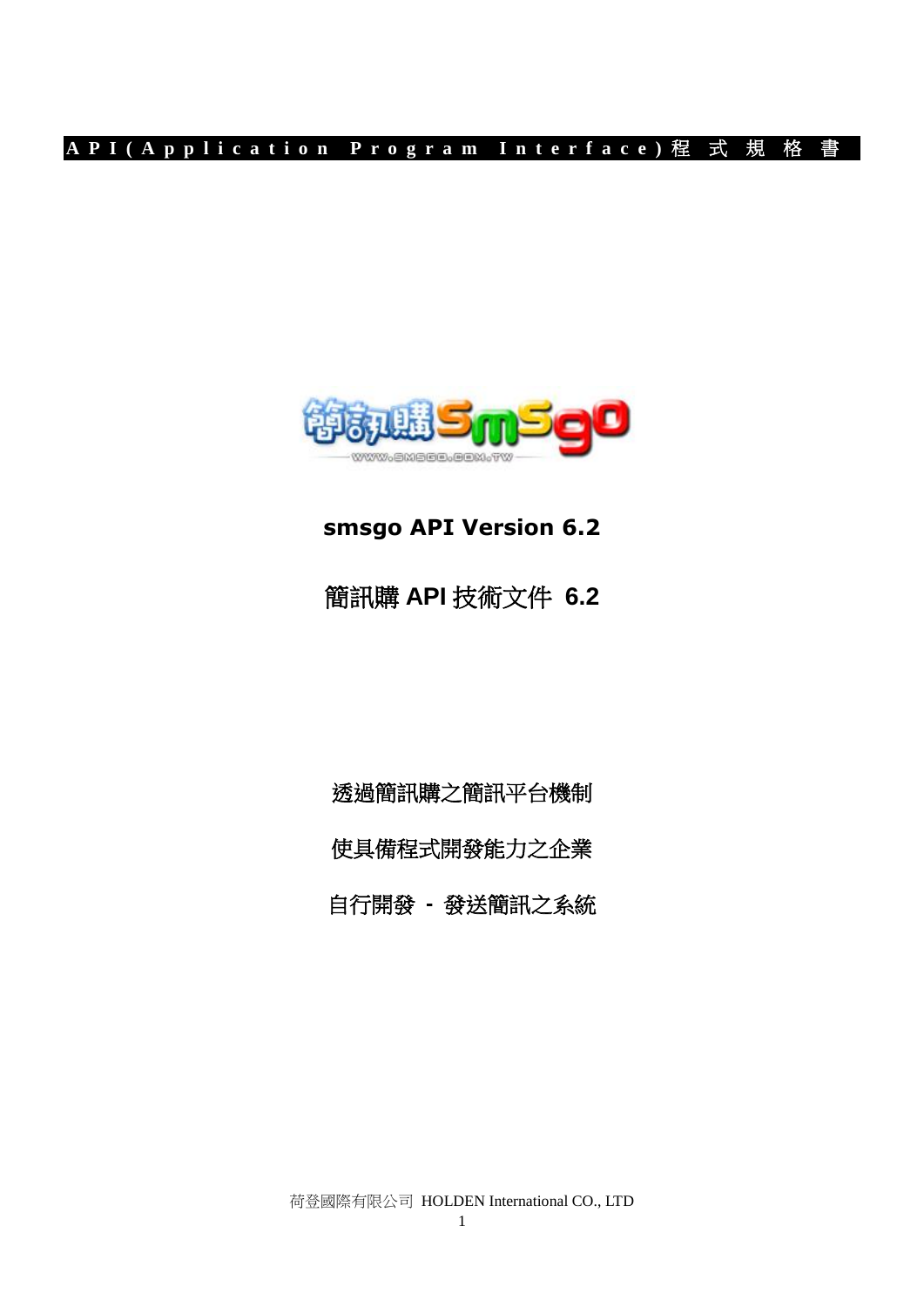**API(Application Program Interface)程式規格書**

# smsgo API Version 6.2

# 簡訊購 API 技術文件 6.2

透過簡訊購之簡訊平台機制

使具備程式開發能力之企業

自行開發 - 發送簡訊之系統

荷登國際有限公司 HOLDEN International CO., LTD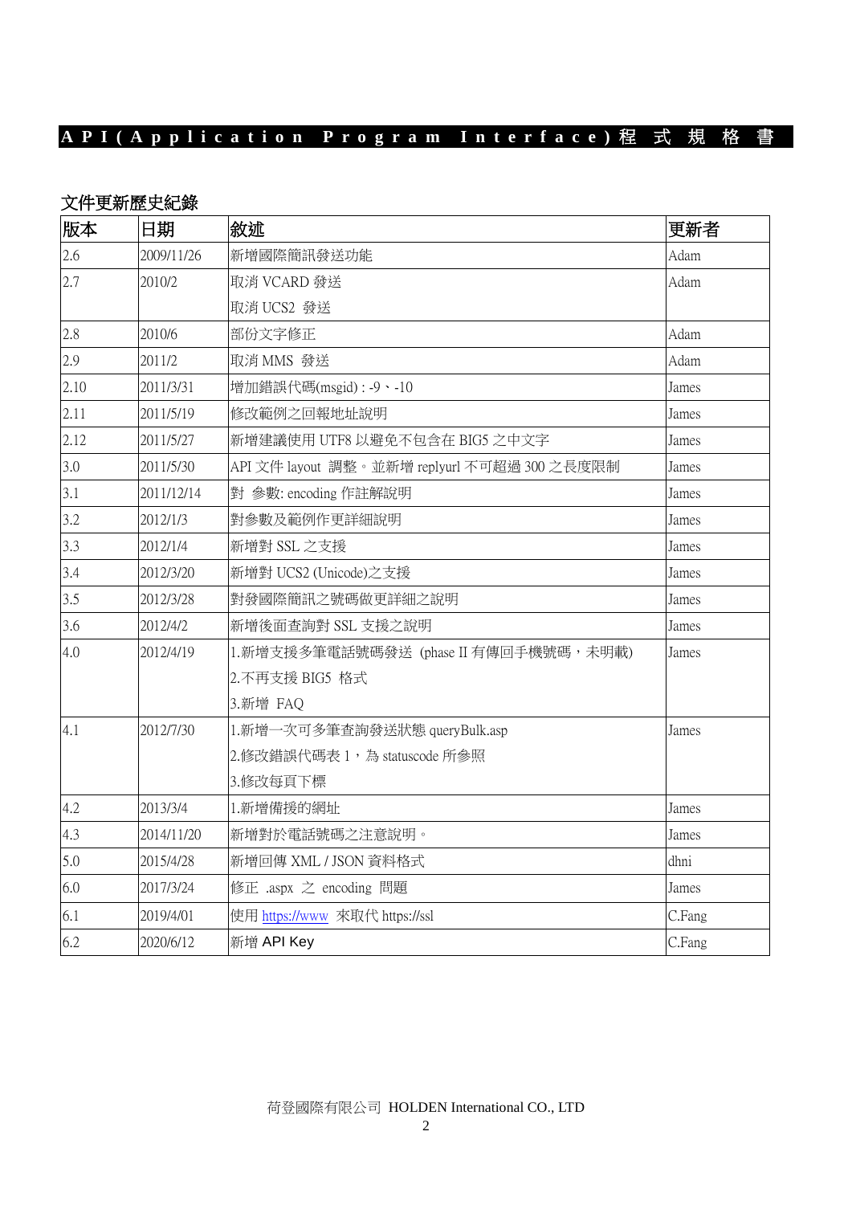# API(Application Program Interface)程式規格書

## 文件更新歷史紀錄

| 版本 | 日期 | 敘述 | 更新者 |
|---|---|---|---|
| 2.6 | 2009/11/26 | 新增國際簡訊發送功能 | Adam |
| 2.7 | 2010/2 | 取消 VCARD 發送<br>取消 UCS2 發送 | Adam |
| 2.8 | 2010/6 | 部份文字修正 | Adam |
| 2.9 | 2011/2 | 取消 MMS 發送 | Adam |
| 2.10 | 2011/3/31 | 增加錯誤代碼(msgid) : -9、-10 | James |
| 2.11 | 2011/5/19 | 修改範例之回報地址說明 | James |
| 2.12 | 2011/5/27 | 新增建議使用 UTF8 以避免不包含在 BIG5 之中文字 | James |
| 3.0 | 2011/5/30 | API 文件 layout 調整。並新增 replyurl 不可超過 300 之長度限制 | James |
| 3.1 | 2011/12/14 | 對 參數: encoding 作註解說明 | James |
| 3.2 | 2012/1/3 | 對參數及範例作更詳細說明 | James |
| 3.3 | 2012/1/4 | 新增對 SSL 之支援 | James |
| 3.4 | 2012/3/20 | 新增對 UCS2 (Unicode)之支援 | James |
| 3.5 | 2012/3/28 | 對發國際簡訊之號碼做更詳細之說明 | James |
| 3.6 | 2012/4/2 | 新增後面查詢對 SSL 支援之說明 | James |
| 4.0 | 2012/4/19 | 1.新增支援多筆電話號碼發送 (phase II 有傳回手機號碼，未明載)<br>2.不再支援 BIG5 格式<br>3.新增 FAQ | James |
| 4.1 | 2012/7/30 | 1.新增一次可多筆查詢發送狀態 queryBulk.asp<br>2.修改錯誤代碼表 1，為 statuscode 所參照<br>3.修改每頁下標 | James |
| 4.2 | 2013/3/4 | 1.新增備援的網址 | James |
| 4.3 | 2014/11/20 | 新增對於電話號碼之注意說明。 | James |
| 5.0 | 2015/4/28 | 新增回傳 XML / JSON 資料格式 | dhni |
| 6.0 | 2017/3/24 | 修正 .aspx 之 encoding 問題 | James |
| 6.1 | 2019/4/01 | 使用 https://www 來取代 https://ssl | C.Fang |
| 6.2 | 2020/6/12 | 新增 API Key | C.Fang |

荷登國際有限公司 HOLDEN International CO., LTD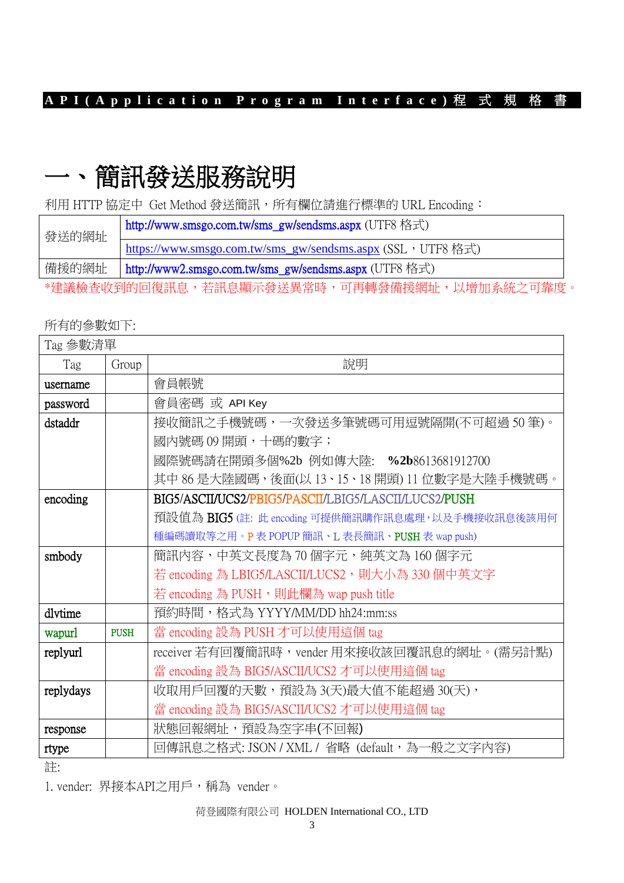# 一、簡訊發送服務說明

利用 HTTP 協定中 Get Method 發送簡訊，所有欄位請進行標準的 URL Encoding：

| | |
|---|---|
| 發送的網址 | http://www.smsgo.com.tw/sms_gw/sendsms.aspx (UTF8 格式) |
| | https://www.smsgo.com.tw/sms_gw/sendsms.aspx (SSL，UTF8 格式) |
| 備援的網址 | http://www2.smsgo.com.tw/sms_gw/sendsms.aspx (UTF8 格式) |

*建議檢查收到的回復訊息，若訊息顯示發送異常時，可再轉發備援網址，以增加系統之可靠度。

所有的參數如下:

| Tag 參數清單 | | |
|---|---|---|
| Tag | Group | 說明 |
| username | | 會員帳號 |
| password | | 會員密碼 或 API Key |
| dstaddr | | 接收簡訊之手機號碼，一次發送多筆號碼可用逗號隔開(不可超過 50 筆)。<br>國內號碼 09 開頭，十碼的數字；<br>國際號碼請在開頭多個%2b 例如傳大陸: **%2b**8613681912700<br>其中 86 是大陸國碼，後面(以 13、15、18 開頭) 11 位數字是大陸手機號碼。 |
| encoding | | BIG5/ASCII/UCS2/PBIG5/PASCII/LBIG5/LASCII/LUCS2/PUSH<br>預設值為 BIG5 (註: 此 encoding 可提供簡訊購作訊息處理，以及手機接收訊息後該用何種編碼讀取等之用。P 表 POPUP 簡訊、L 表長簡訊、PUSH 表 wap push) |
| smbody | | 簡訊內容，中英文長度為 70 個字元，純英文為 160 個字元<br>若 encoding 為 LBIG5/LASCII/LUCS2，則大小為 330 個中英文字<br>若 encoding 為 PUSH，則此欄為 wap push title |
| dlvtime | | 預約時間，格式為 YYYY/MM/DD hh24:mm:ss |
| wapurl | PUSH | 當 encoding 設為 PUSH 才可以使用這個 tag |
| replyurl | | receiver 若有回覆簡訊時，vender 用來接收該回覆訊息的網址。(需另計點)<br>當 encoding 設為 BIG5/ASCII/UCS2 才可以使用這個 tag |
| replydays | | 收取用戶回覆的天數，預設為 3(天)最大值不能超過 30(天)，<br>當 encoding 設為 BIG5/ASCII/UCS2 才可以使用這個 tag |
| response | | 狀態回報網址，預設為空字串(不回報) |
| rtype | | 回傳訊息之格式: JSON / XML / 省略 (default，為一般之文字內容) |

註:

1. vender: 界接本API之用戶，稱為 vender。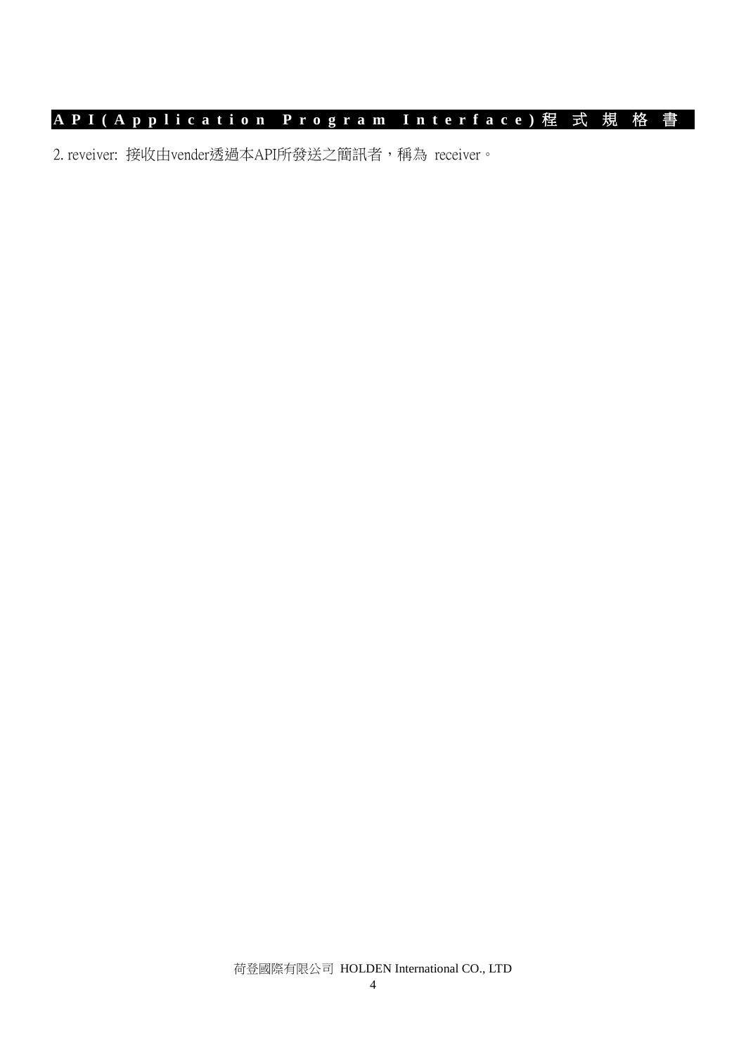2. reveiver: 接收由vender透過本API所發送之簡訊者，稱為 receiver。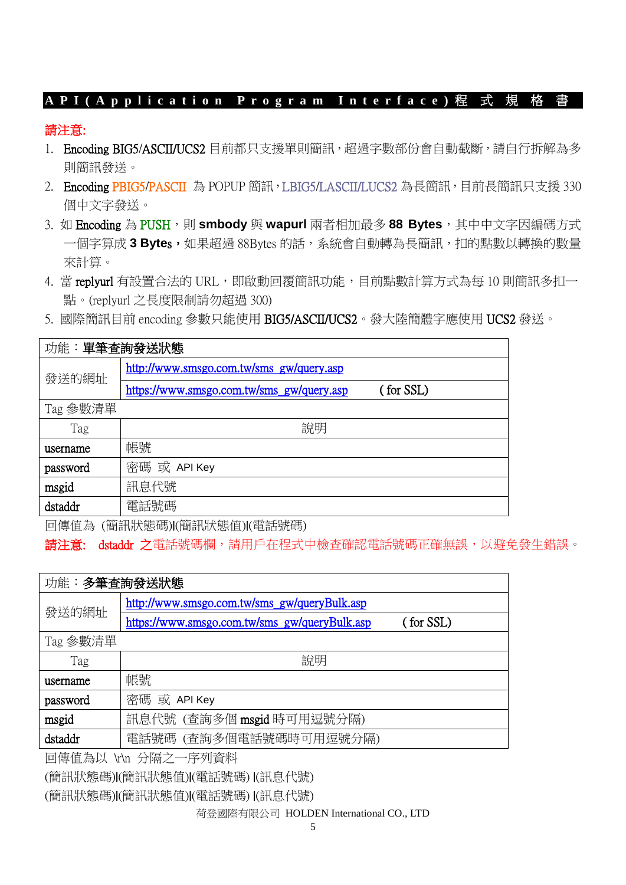# API(Application Program Interface)程式規格書

**請注意:**

1. Encoding BIG5/ASCII/UCS2 目前都只支援單則簡訊，超過字數部份會自動截斷，請自行拆解為多則簡訊發送。
2. Encoding PBIG5/PASCII 為 POPUP 簡訊，LBIG5/LASCII/LUCS2 為長簡訊，目前長簡訊只支援 330 個中文字發送。
3. 如 Encoding 為 PUSH，則 **smbody** 與 **wapurl** 兩者相加最多 **88 Bytes**，其中中文字因編碼方式一個字算成 **3 Bytes**，如果超過 88Bytes 的話，系統會自動轉為長簡訊，扣的點數以轉換的數量來計算。
4. 當 replyurl 有設置合法的 URL，即啟動回覆簡訊功能，目前點數計算方式為每 10 則簡訊多扣一點。(replyurl 之長度限制請勿超過 300)
5. 國際簡訊目前 encoding 參數只能使用 BIG5/ASCII/UCS2。發大陸簡體字應使用 UCS2 發送。

| 功能：**單筆查詢發送狀態** | |
|---|---|
| 發送的網址 | http://www.smsgo.com.tw/sms_gw/query.asp |
| | https://www.smsgo.com.tw/sms_gw/query.asp ( for SSL) |
| Tag 參數清單 | |
| Tag | 說明 |
| username | 帳號 |
| password | 密碼 或 API Key |
| msgid | 訊息代號 |
| dstaddr | 電話號碼 |

回傳值為 (簡訊狀態碼)|(簡訊狀態值)|(電話號碼)

**請注意:** dstaddr 之電話號碼欄，請用戶在程式中檢查確認電話號碼正確無誤，以避免發生錯誤。

| 功能：**多筆查詢發送狀態** | |
|---|---|
| 發送的網址 | http://www.smsgo.com.tw/sms_gw/queryBulk.asp |
| | https://www.smsgo.com.tw/sms_gw/queryBulk.asp ( for SSL) |
| Tag 參數清單 | |
| Tag | 說明 |
| username | 帳號 |
| password | 密碼 或 API Key |
| msgid | 訊息代號 (查詢多個 msgid 時可用逗號分隔) |
| dstaddr | 電話號碼 (查詢多個電話號碼時可用逗號分隔) |

回傳值為以 \r\n 分隔之一序列資料

(簡訊狀態碼)|(簡訊狀態值)|(電話號碼) |(訊息代號)

(簡訊狀態碼)|(簡訊狀態值)|(電話號碼) |(訊息代號)

荷登國際有限公司 HOLDEN International CO., LTD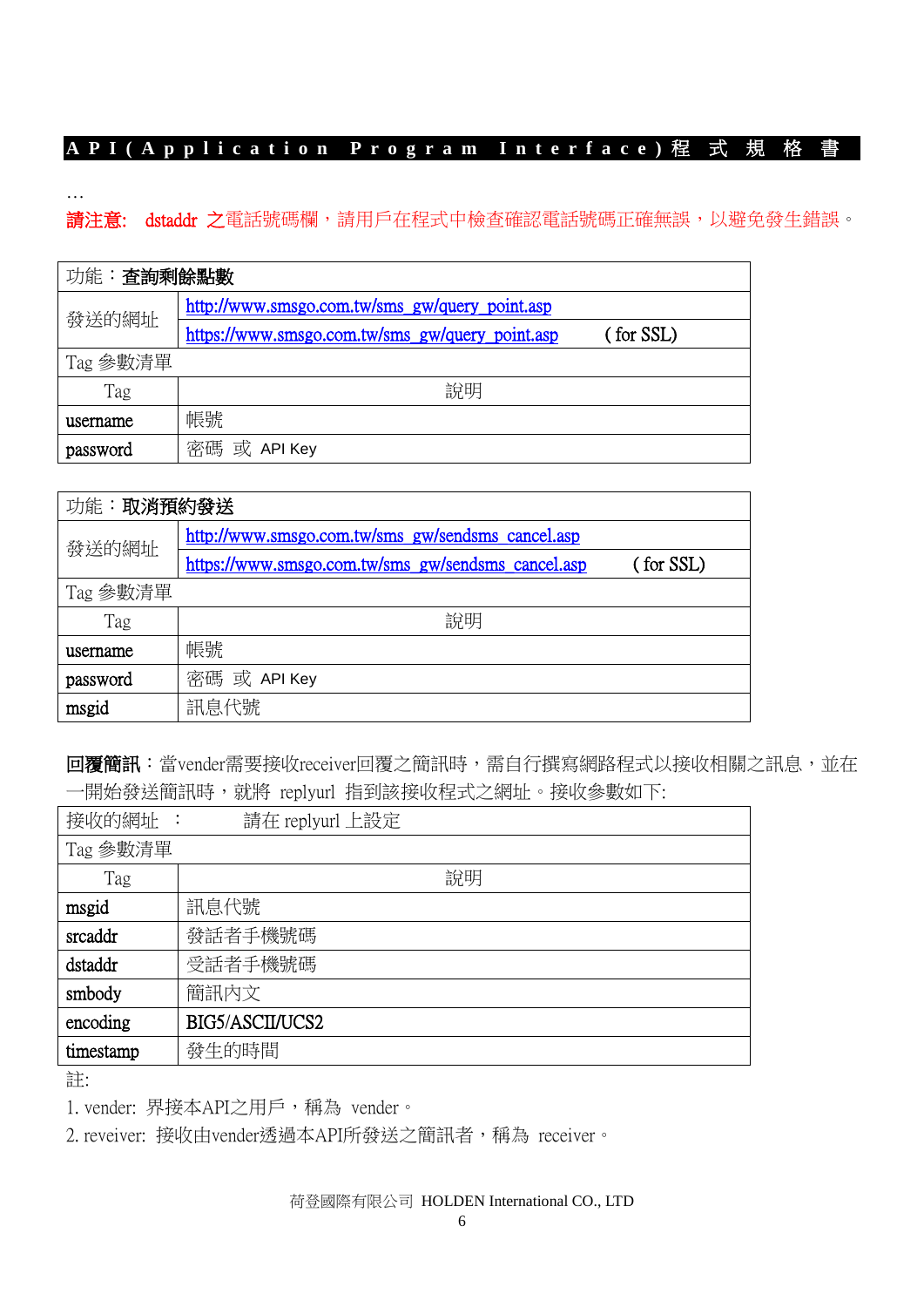**API(Application Program Interface)程式規格書**

…

**請注意:** dstaddr 之電話號碼欄，請用戶在程式中檢查確認電話號碼正確無誤，以避免發生錯誤。

| 功能：**查詢剩餘點數** | |
|---|---|
| 發送的網址 | http://www.smsgo.com.tw/sms_gw/query_point.asp |
| | https://www.smsgo.com.tw/sms_gw/query_point.asp ( for SSL) |
| Tag 參數清單 | |
| Tag | 說明 |
| username | 帳號 |
| password | 密碼 或 API Key |

| 功能：**取消預約發送** | |
|---|---|
| 發送的網址 | http://www.smsgo.com.tw/sms_gw/sendsms_cancel.asp |
| | https://www.smsgo.com.tw/sms_gw/sendsms_cancel.asp ( for SSL) |
| Tag 參數清單 | |
| Tag | 說明 |
| username | 帳號 |
| password | 密碼 或 API Key |
| msgid | 訊息代號 |

**回覆簡訊**：當vender需要接收receiver回覆之簡訊時，需自行撰寫網路程式以接收相關之訊息，並在一開始發送簡訊時，就將 replyurl 指到該接收程式之網址。接收參數如下:

| 接收的網址 ： | 請在 replyurl 上設定 |
|---|---|
| Tag 參數清單 | |
| Tag | 說明 |
| msgid | 訊息代號 |
| srcaddr | 發話者手機號碼 |
| dstaddr | 受話者手機號碼 |
| smbody | 簡訊內文 |
| encoding | BIG5/ASCII/UCS2 |
| timestamp | 發生的時間 |

註:

1. vender: 界接本API之用戶，稱為 vender。
2. reveiver: 接收由vender透過本API所發送之簡訊者，稱為 receiver。

荷登國際有限公司 HOLDEN International CO., LTD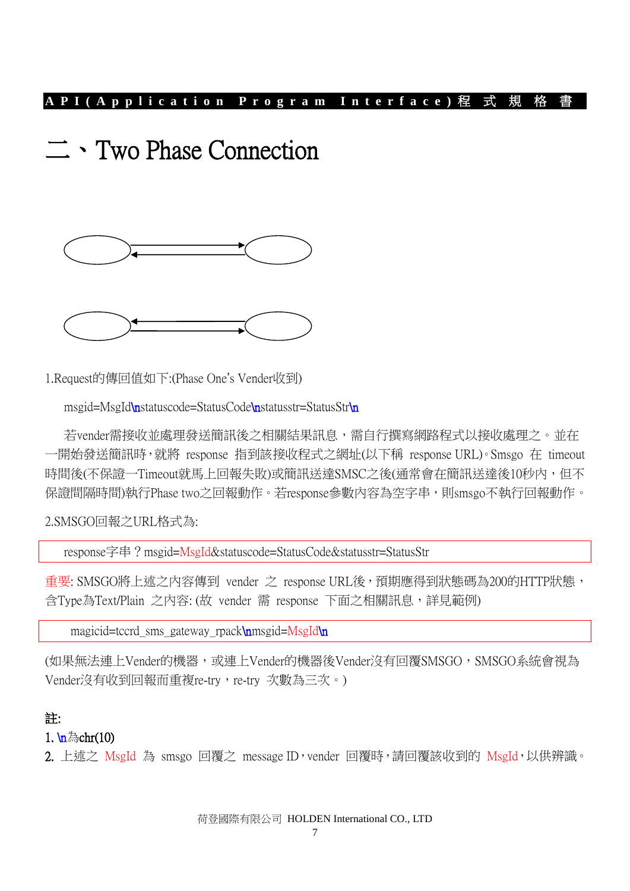# 二、Two Phase Connection

1.Request的傳回值如下:(Phase One's Vender收到)

msgid=MsgId\nstatuscode=StatusCode\nstatusstr=StatusStr\n

若vender需接收並處理發送簡訊後之相關結果訊息，需自行撰寫網路程式以接收處理之。並在一開始發送簡訊時，就將 response 指到該接收程式之網址(以下稱 response URL)。Smsgo 在 timeout 時間後(不保證一Timeout就馬上回報失敗)或簡訊送達SMSC之後(通常會在簡訊送達後10秒內，但不保證間隔時間)執行Phase two之回報動作。若response參數內容為空字串，則smsgo不執行回報動作。

2.SMSGO回報之URL格式為:

response字串？msgid=MsgId&statuscode=StatusCode&statusstr=StatusStr

重要: SMSGO將上述之內容傳到 vender 之 response URL後，預期應得到狀態碼為200的HTTP狀態，含Type為Text/Plain 之內容: (故 vender 需 response 下面之相關訊息，詳見範例)

magicid=tccrd_sms_gateway_rpack\nmsgid=MsgId\n

(如果無法連上Vender的機器，或連上Vender的機器後Vender沒有回覆SMSGO，SMSGO系統會視為Vender沒有收到回報而重複re-try，re-try 次數為三次。)

**註:**

1. \n為chr(10)
2. 上述之 MsgId 為 smsgo 回覆之 message ID，vender 回覆時，請回覆該收到的 MsgId，以供辨識。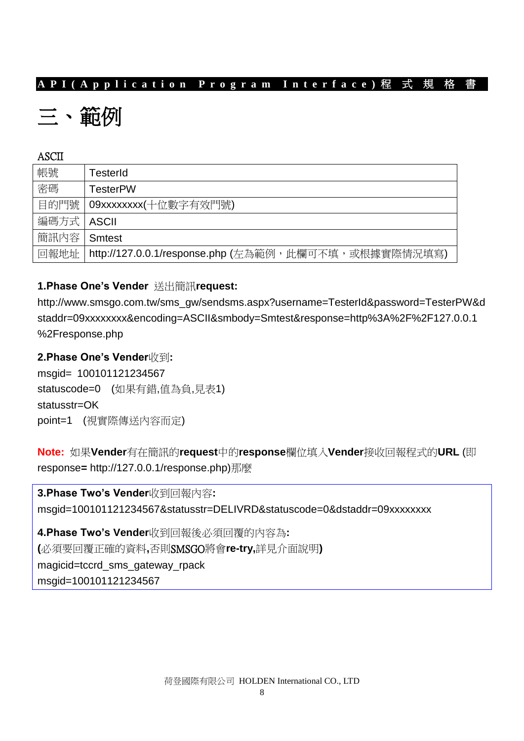# 三、範例

ASCII

| 帳號 | TesterId |
| --- | --- |
| 密碼 | TesterPW |
| 目的門號 | 09xxxxxxxx(十位數字有效門號) |
| 編碼方式 | ASCII |
| 簡訊內容 | Smtest |
| 回報地址 | http://127.0.0.1/response.php (左為範例，此欄可不填，或根據實際情況填寫) |

**1.Phase One's Vender** 送出簡訊**request:**

http://www.smsgo.com.tw/sms_gw/sendsms.aspx?username=TesterId&password=TesterPW&dstaddr=09xxxxxxxx&encoding=ASCII&smbody=Smtest&response=http%3A%2F%2F127.0.0.1%2Fresponse.php

**2.Phase One's Vender**收到**:**

msgid= 100101121234567

statuscode=0 (如果有錯,值為負,見表1)

statusstr=OK

point=1 (視實際傳送內容而定)

**Note:** 如果**Vender**有在簡訊的**request**中的**response**欄位填入**Vender**接收回報程式的**URL** (即 response**=** http://127.0.0.1/response.php)那麼

**3.Phase Two's Vender**收到回報內容**:**

msgid=100101121234567&statusstr=DELIVRD&statuscode=0&dstaddr=09xxxxxxxx

**4.Phase Two's Vender**收到回報後必須回覆的內容為**:**

**(**必須要回覆正確的資料**,**否則SMSGO將會**re-try,**詳見介面說明**)**

magicid=tccrd_sms_gateway_rpack

msgid=100101121234567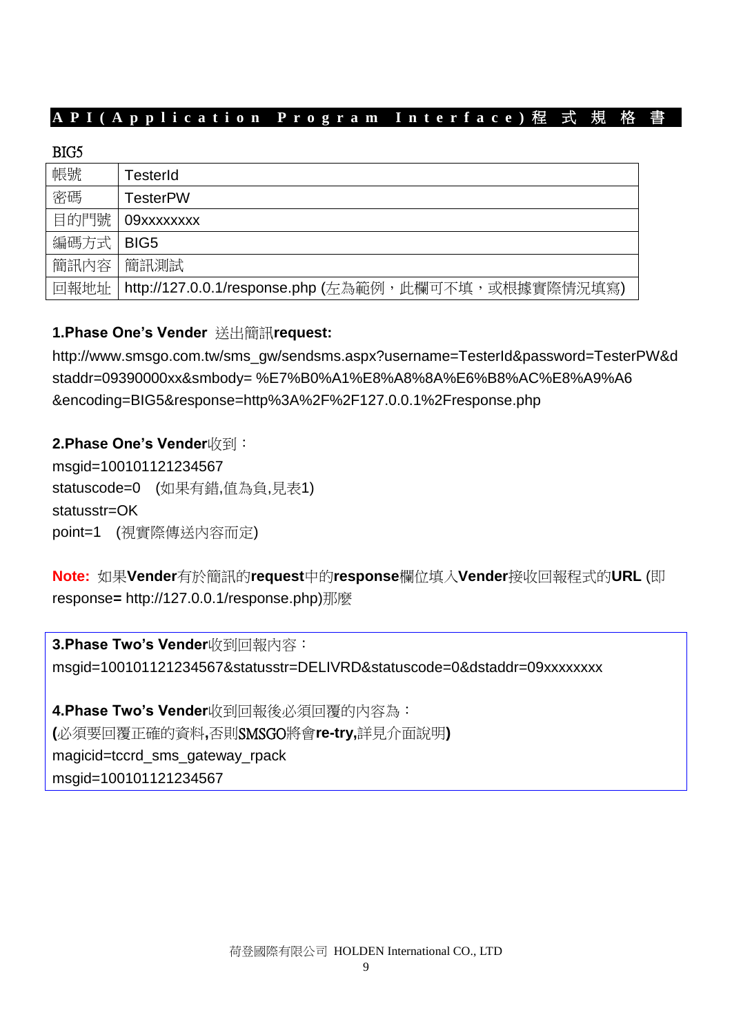## API(Application Program Interface)程式規格書

BIG5

| 帳號 | TesterId |
|---|---|
| 密碼 | TesterPW |
| 目的門號 | 09xxxxxxxx |
| 編碼方式 | BIG5 |
| 簡訊內容 | 簡訊測試 |
| 回報地址 | http://127.0.0.1/response.php (左為範例，此欄可不填，或根據實際情況填寫) |

**1.Phase One's Vender** 送出簡訊**request:**

http://www.smsgo.com.tw/sms_gw/sendsms.aspx?username=TesterId&password=TesterPW&dstaddr=09390000xx&smbody= %E7%B0%A1%E8%A8%8A%E6%B8%AC%E8%A9%A6 &encoding=BIG5&response=http%3A%2F%2F127.0.0.1%2Fresponse.php

**2.Phase One's Vender**收到：

msgid=100101121234567

statuscode=0　(如果有錯,值為負,見表1)

statusstr=OK

point=1　(視實際傳送內容而定)

**Note:** 如果**Vender**有於簡訊的**request**中的**response**欄位填入**Vender**接收回報程式的**URL** (即response**=** http://127.0.0.1/response.php)那麼

**3.Phase Two's Vender**收到回報內容：

msgid=100101121234567&statusstr=DELIVRD&statuscode=0&dstaddr=09xxxxxxxx

**4.Phase Two's Vender**收到回報後必須回覆的內容為：

**(**必須要回覆正確的資料**,**否則SMSGO將會**re-try,**詳見介面說明**)**

magicid=tccrd_sms_gateway_rpack

msgid=100101121234567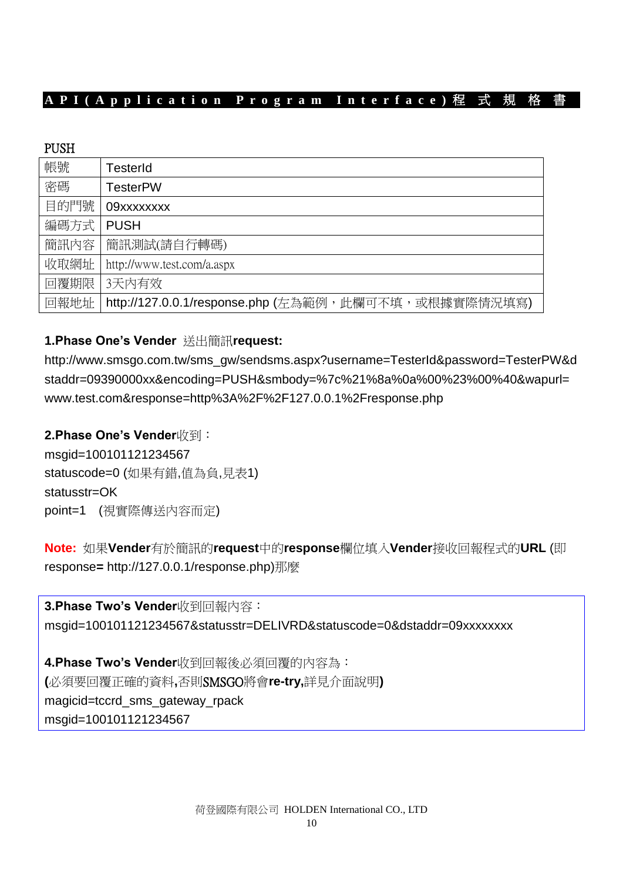**API(Application Program Interface)程式規格書**

PUSH

| 帳號 | TesterId |
| --- | --- |
| 密碼 | TesterPW |
| 目的門號 | 09xxxxxxxx |
| 編碼方式 | PUSH |
| 簡訊內容 | 簡訊測試(請自行轉碼) |
| 收取網址 | http://www.test.com/a.aspx |
| 回覆期限 | 3天內有效 |
| 回報地址 | http://127.0.0.1/response.php (左為範例，此欄可不填，或根據實際情況填寫) |

**1.Phase One's Vender** 送出簡訊**request:**

http://www.smsgo.com.tw/sms_gw/sendsms.aspx?username=TesterId&password=TesterPW&dstaddr=09390000xx&encoding=PUSH&smbody=%7c%21%8a%0a%00%23%00%40&wapurl=www.test.com&response=http%3A%2F%2F127.0.0.1%2Fresponse.php

**2.Phase One's Vender**收到：

msgid=100101121234567
statuscode=0 (如果有錯,值為負,見表1)
statusstr=OK
point=1 (視實際傳送內容而定)

**Note:** 如果**Vender**有於簡訊的**request**中的**response**欄位填入**Vender**接收回報程式的**URL** (即 response**=** http://127.0.0.1/response.php)那麼

**3.Phase Two's Vender**收到回報內容：
msgid=100101121234567&statusstr=DELIVRD&statuscode=0&dstaddr=09xxxxxxxx

**4.Phase Two's Vender**收到回報後必須回覆的內容為：
**(**必須要回覆正確的資料,否則SMSGO將會**re-try,**詳見介面說明**)**
magicid=tccrd_sms_gateway_rpack
msgid=100101121234567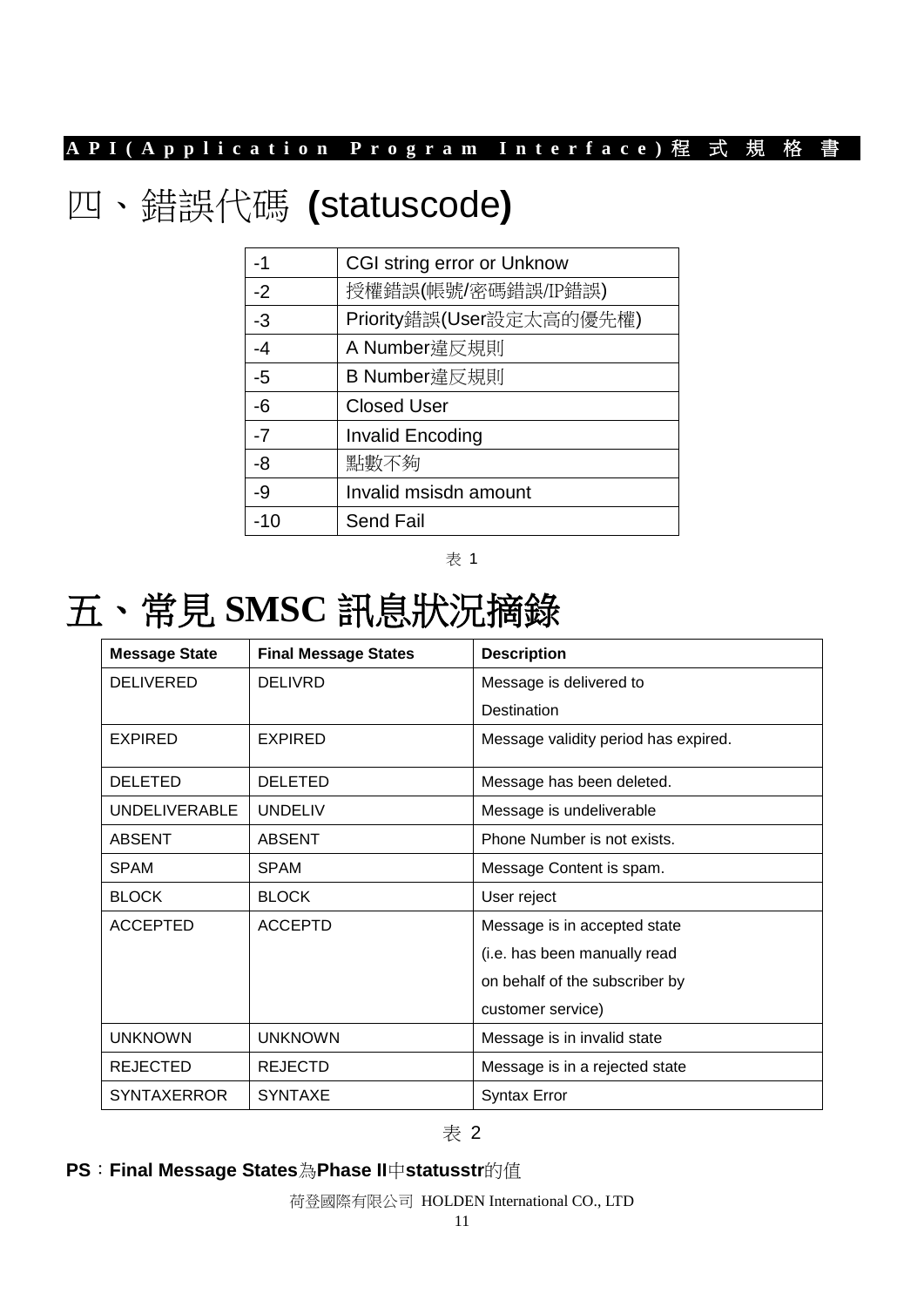# 四、錯誤代碼 (statuscode)

| -1 | CGI string error or Unknow |
|---|---|
| -2 | 授權錯誤(帳號/密碼錯誤/IP錯誤) |
| -3 | Priority錯誤(User設定太高的優先權) |
| -4 | A Number違反規則 |
| -5 | B Number違反規則 |
| -6 | Closed User |
| -7 | Invalid Encoding |
| -8 | 點數不夠 |
| -9 | Invalid msisdn amount |
| -10 | Send Fail |

表 1

# 五、常見 SMSC 訊息狀況摘錄

| Message State | Final Message States | Description |
|---|---|---|
| DELIVERED | DELIVRD | Message is delivered to Destination |
| EXPIRED | EXPIRED | Message validity period has expired. |
| DELETED | DELETED | Message has been deleted. |
| UNDELIVERABLE | UNDELIV | Message is undeliverable |
| ABSENT | ABSENT | Phone Number is not exists. |
| SPAM | SPAM | Message Content is spam. |
| BLOCK | BLOCK | User reject |
| ACCEPTED | ACCEPTD | Message is in accepted state (i.e. has been manually read on behalf of the subscriber by customer service) |
| UNKNOWN | UNKNOWN | Message is in invalid state |
| REJECTED | REJECTD | Message is in a rejected state |
| SYNTAXERROR | SYNTAXE | Syntax Error |

表 2

**PS：Final Message States為Phase II中statusstr的值**

荷登國際有限公司 HOLDEN International CO., LTD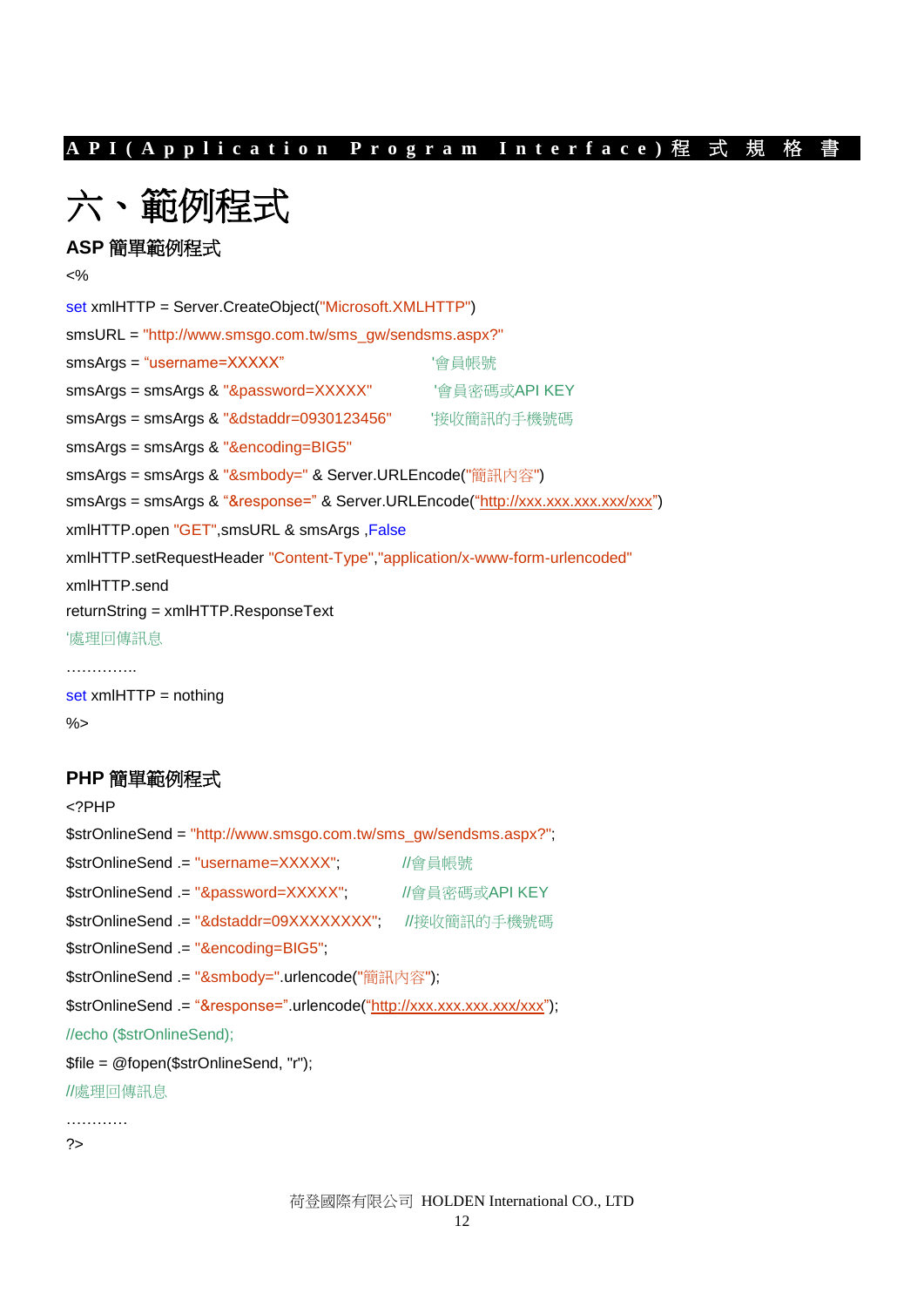# 六、範例程式

### ASP 簡單範例程式

```
<%
set xmlHTTP = Server.CreateObject("Microsoft.XMLHTTP")
smsURL = "http://www.smsgo.com.tw/sms_gw/sendsms.aspx?"
smsArgs = "username=XXXXX"                    '會員帳號
smsArgs = smsArgs & "&password=XXXXX"         '會員密碼或API KEY
smsArgs = smsArgs & "&dstaddr=0930123456"     '接收簡訊的手機號碼
smsArgs = smsArgs & "&encoding=BIG5"
smsArgs = smsArgs & "&smbody=" & Server.URLEncode("簡訊內容")
smsArgs = smsArgs & "&response=" & Server.URLEncode("http://xxx.xxx.xxx.xxx/xxx")
xmlHTTP.open "GET",smsURL & smsArgs ,False
xmlHTTP.setRequestHeader "Content-Type","application/x-www-form-urlencoded"
xmlHTTP.send
returnString = xmlHTTP.ResponseText
'處理回傳訊息
…………..
set xmlHTTP = nothing
%>
```

### PHP 簡單範例程式

```
<?PHP
$strOnlineSend = "http://www.smsgo.com.tw/sms_gw/sendsms.aspx?";
$strOnlineSend .= "username=XXXXX";           //會員帳號
$strOnlineSend .= "&password=XXXXX";          //會員密碼或API KEY
$strOnlineSend .= "&dstaddr=09XXXXXXXX";      //接收簡訊的手機號碼
$strOnlineSend .= "&encoding=BIG5";
$strOnlineSend .= "&smbody=".urlencode("簡訊內容");
$strOnlineSend .= "&response=".urlencode("http://xxx.xxx.xxx.xxx/xxx");
//echo ($strOnlineSend);
$file = @fopen($strOnlineSend, "r");
//處理回傳訊息
…………
?>
```

荷登國際有限公司 HOLDEN International CO., LTD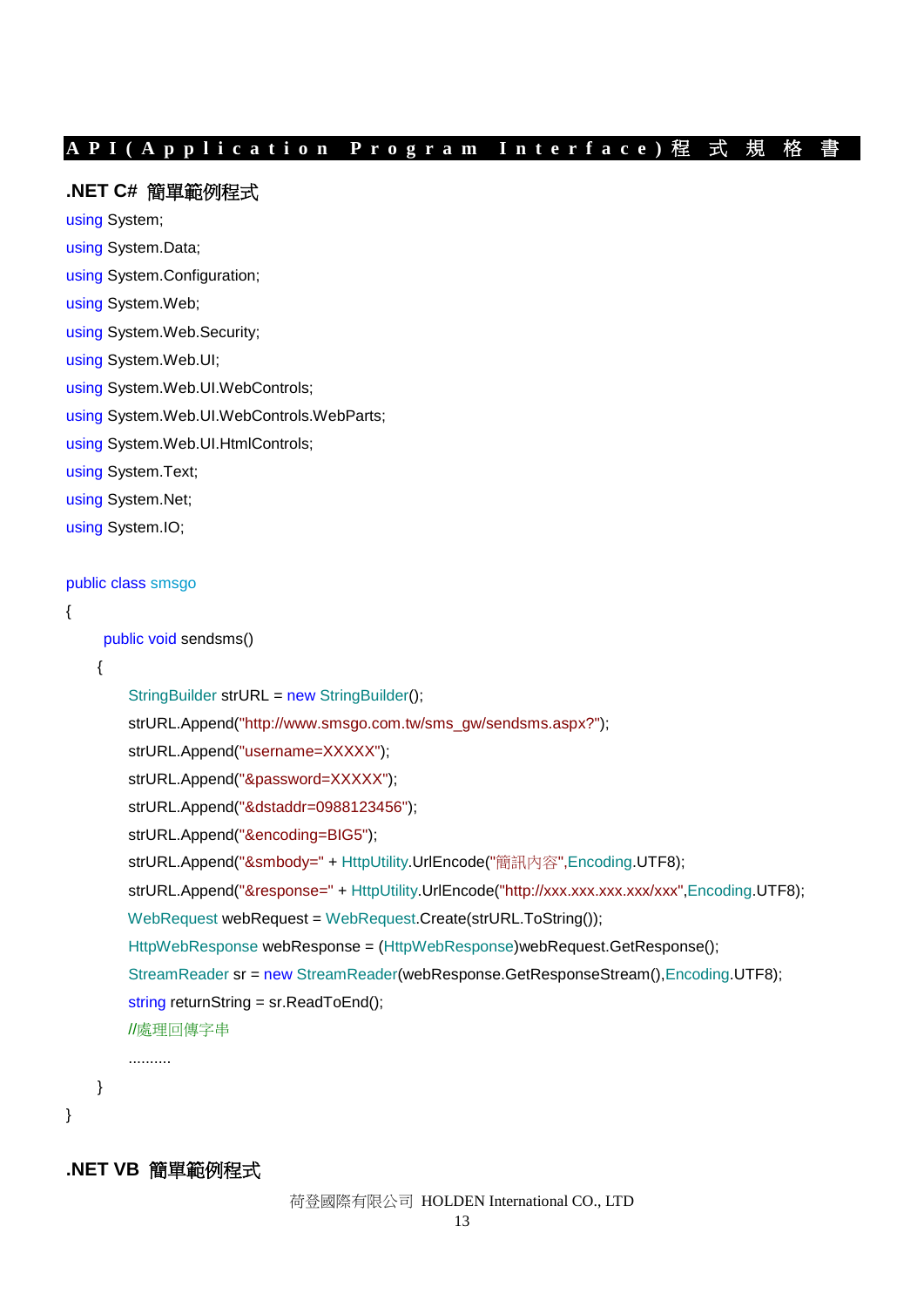## .NET C# 簡單範例程式

```csharp
using System;
using System.Data;
using System.Configuration;
using System.Web;
using System.Web.Security;
using System.Web.UI;
using System.Web.UI.WebControls;
using System.Web.UI.WebControls.WebParts;
using System.Web.UI.HtmlControls;
using System.Text;
using System.Net;
using System.IO;

public class smsgo
{
    public void sendsms()
    {
        StringBuilder strURL = new StringBuilder();
        strURL.Append("http://www.smsgo.com.tw/sms_gw/sendsms.aspx?");
        strURL.Append("username=XXXXX");
        strURL.Append("&password=XXXXX");
        strURL.Append("&dstaddr=0988123456");
        strURL.Append("&encoding=BIG5");
        strURL.Append("&smbody=" + HttpUtility.UrlEncode("簡訊內容",Encoding.UTF8);
        strURL.Append("&response=" + HttpUtility.UrlEncode("http://xxx.xxx.xxx.xxx/xxx",Encoding.UTF8);
        WebRequest webRequest = WebRequest.Create(strURL.ToString());
        HttpWebResponse webResponse = (HttpWebResponse)webRequest.GetResponse();
        StreamReader sr = new StreamReader(webResponse.GetResponseStream(),Encoding.UTF8);
        string returnString = sr.ReadToEnd();
        //處理回傳字串
        ..........
    }
}
```

## .NET VB 簡單範例程式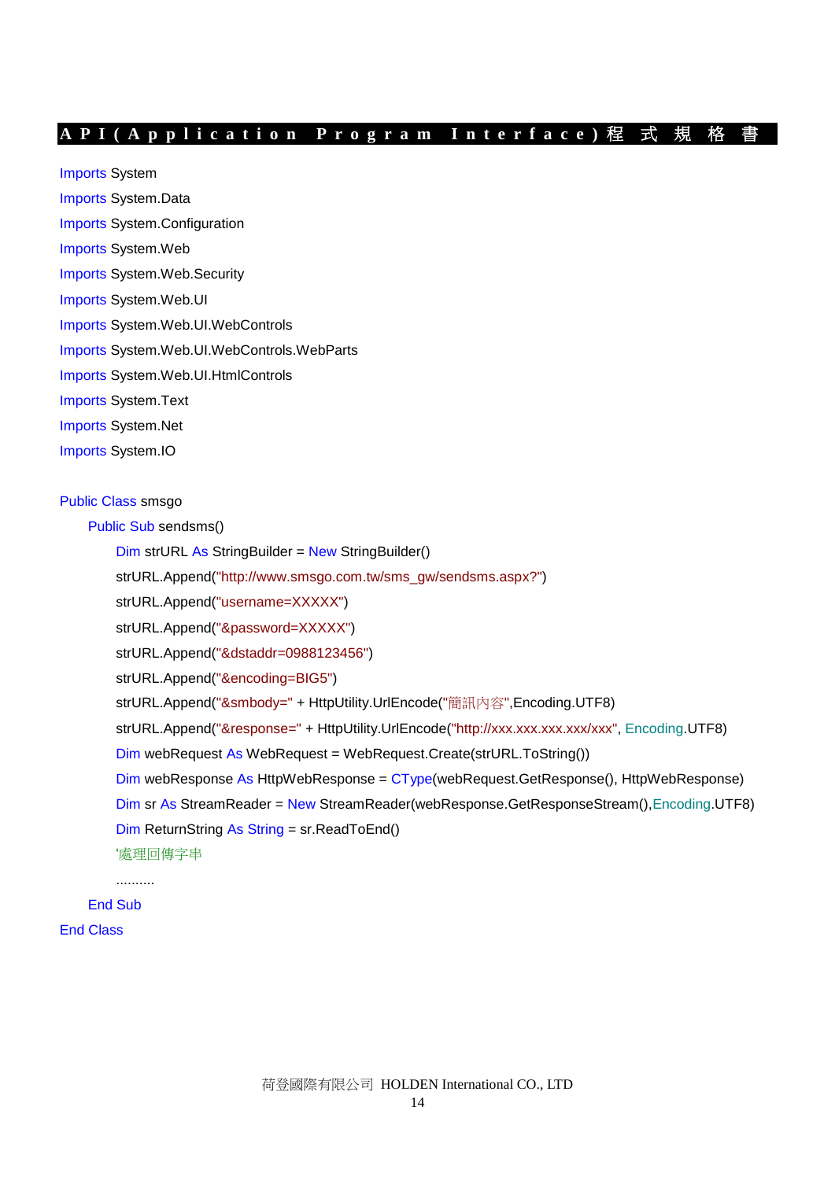## API(Application Program Interface)程式規格書

```vb
Imports System
Imports System.Data
Imports System.Configuration
Imports System.Web
Imports System.Web.Security
Imports System.Web.UI
Imports System.Web.UI.WebControls
Imports System.Web.UI.WebControls.WebParts
Imports System.Web.UI.HtmlControls
Imports System.Text
Imports System.Net
Imports System.IO

Public Class smsgo
    Public Sub sendsms()
        Dim strURL As StringBuilder = New StringBuilder()
        strURL.Append("http://www.smsgo.com.tw/sms_gw/sendsms.aspx?")
        strURL.Append("username=XXXXX")
        strURL.Append("&password=XXXXX")
        strURL.Append("&dstaddr=0988123456")
        strURL.Append("&encoding=BIG5")
        strURL.Append("&smbody=" + HttpUtility.UrlEncode("簡訊內容",Encoding.UTF8)
        strURL.Append("&response=" + HttpUtility.UrlEncode("http://xxx.xxx.xxx.xxx/xxx", Encoding.UTF8)
        Dim webRequest As WebRequest = WebRequest.Create(strURL.ToString())
        Dim webResponse As HttpWebResponse = CType(webRequest.GetResponse(), HttpWebResponse)
        Dim sr As StreamReader = New StreamReader(webResponse.GetResponseStream(),Encoding.UTF8)
        Dim ReturnString As String = sr.ReadToEnd()
        '處理回傳字串
        ..........
    End Sub
End Class
```

荷登國際有限公司 HOLDEN International CO., LTD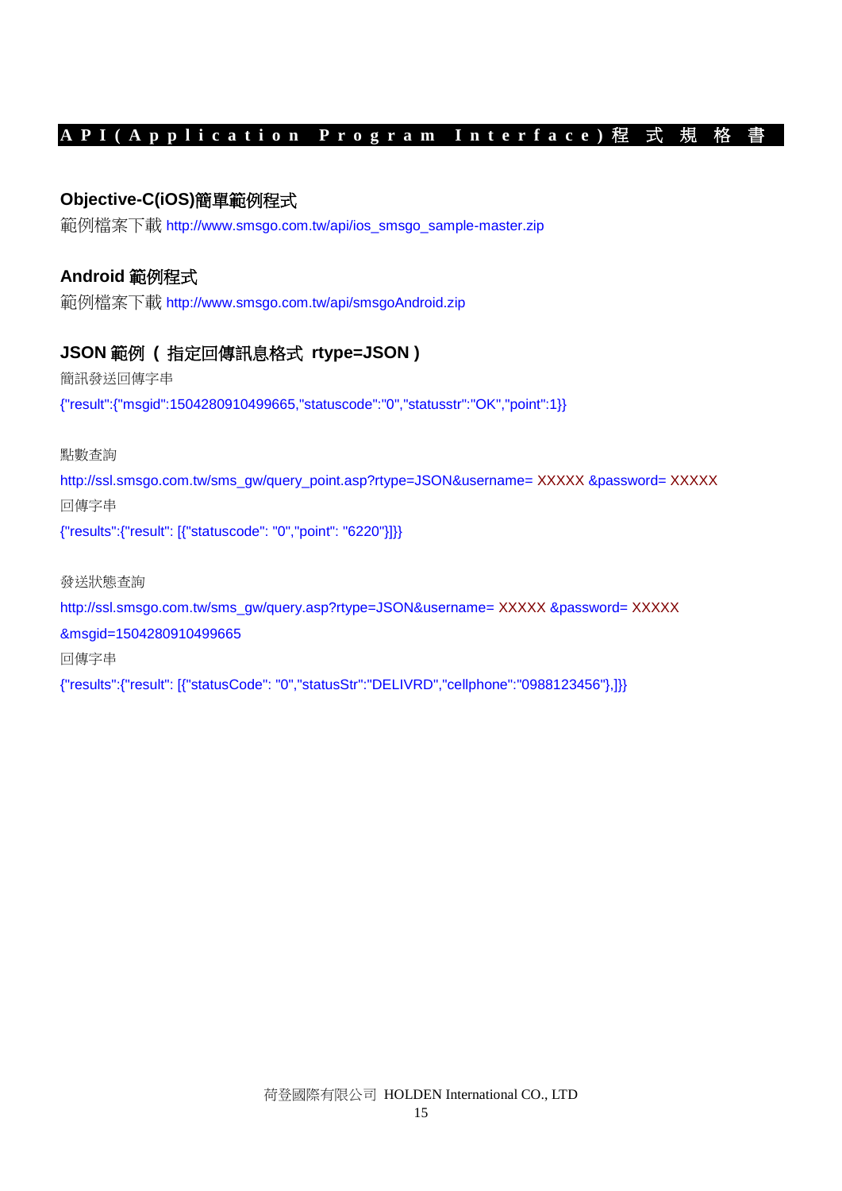## API(Application Program Interface)程式規格書

### Objective-C(iOS)簡單範例程式

範例檔案下載 http://www.smsgo.com.tw/api/ios_smsgo_sample-master.zip

### Android 範例程式

範例檔案下載 http://www.smsgo.com.tw/api/smsgoAndroid.zip

### JSON 範例 ( 指定回傳訊息格式 rtype=JSON )

簡訊發送回傳字串

{"result":{"msgid":1504280910499665,"statuscode":"0","statusstr":"OK","point":1}}

點數查詢

http://ssl.smsgo.com.tw/sms_gw/query_point.asp?rtype=JSON&username= XXXXX &password= XXXXX

回傳字串

{"results":{"result": [{"statuscode": "0","point": "6220"}]}}

發送狀態查詢

http://ssl.smsgo.com.tw/sms_gw/query.asp?rtype=JSON&username= XXXXX &password= XXXXX &msgid=1504280910499665

回傳字串

{"results":{"result": [{"statusCode": "0","statusStr":"DELIVRD","cellphone":"0988123456"},]}}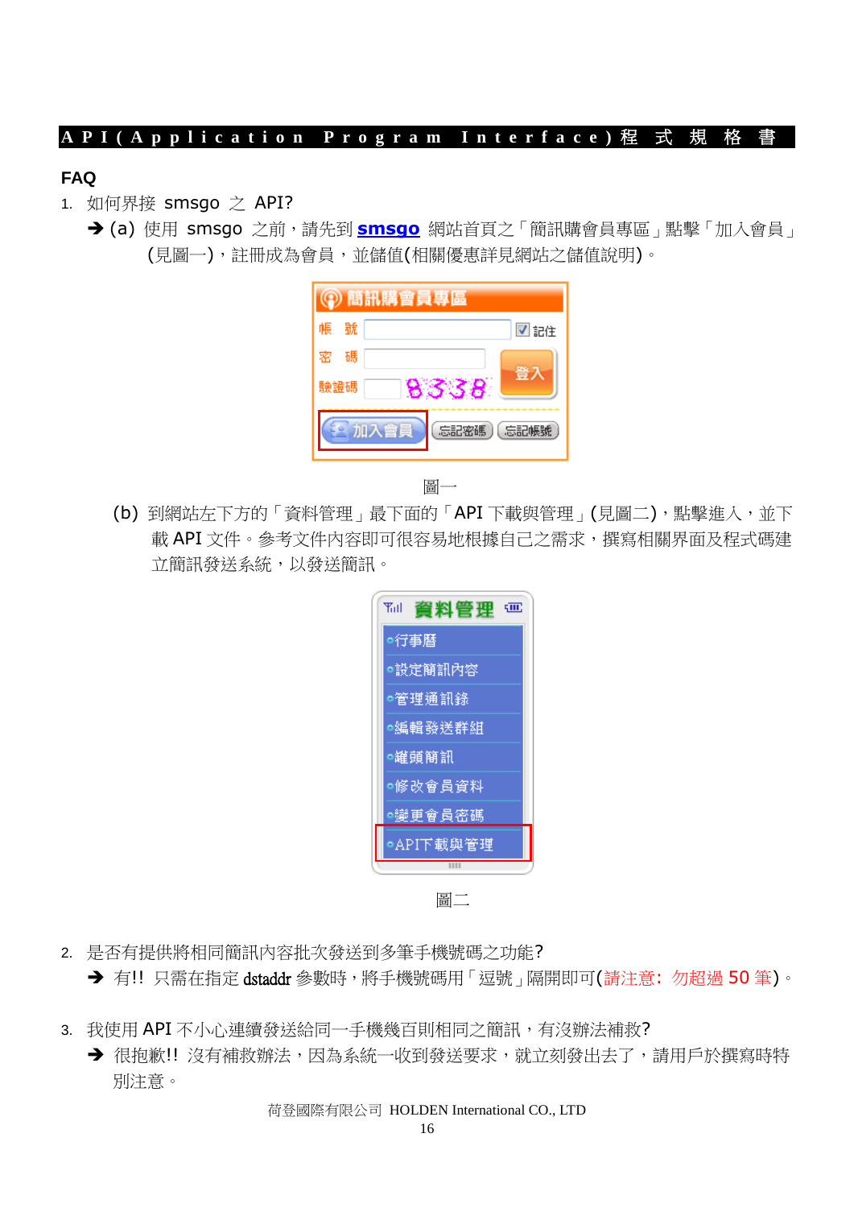## FAQ

1. 如何界接 smsgo 之 API?

   ➔ (a) 使用 smsgo 之前，請先到 **smsgo** 網站首頁之「簡訊購會員專區」點擊「加入會員」(見圖一)，註冊成為會員，並儲值(相關優惠詳見網站之儲值說明)。

   圖一

   (b) 到網站左下方的「資料管理」最下面的「API 下載與管理」(見圖二)，點擊進入，並下載 API 文件。參考文件內容即可很容易地根據自己之需求，撰寫相關界面及程式碼建立簡訊發送系統，以發送簡訊。

   圖二

2. 是否有提供將相同簡訊內容批次發送到多筆手機號碼之功能?

   ➔ 有!! 只需在指定 dstaddr 參數時，將手機號碼用「逗號」隔開即可(請注意：勿超過 50 筆)。

3. 我使用 API 不小心連續發送給同一手機幾百則相同之簡訊，有沒辦法補救?

   ➔ 很抱歉!! 沒有補救辦法，因為系統一收到發送要求，就立刻發出去了，請用戶於撰寫時特別注意。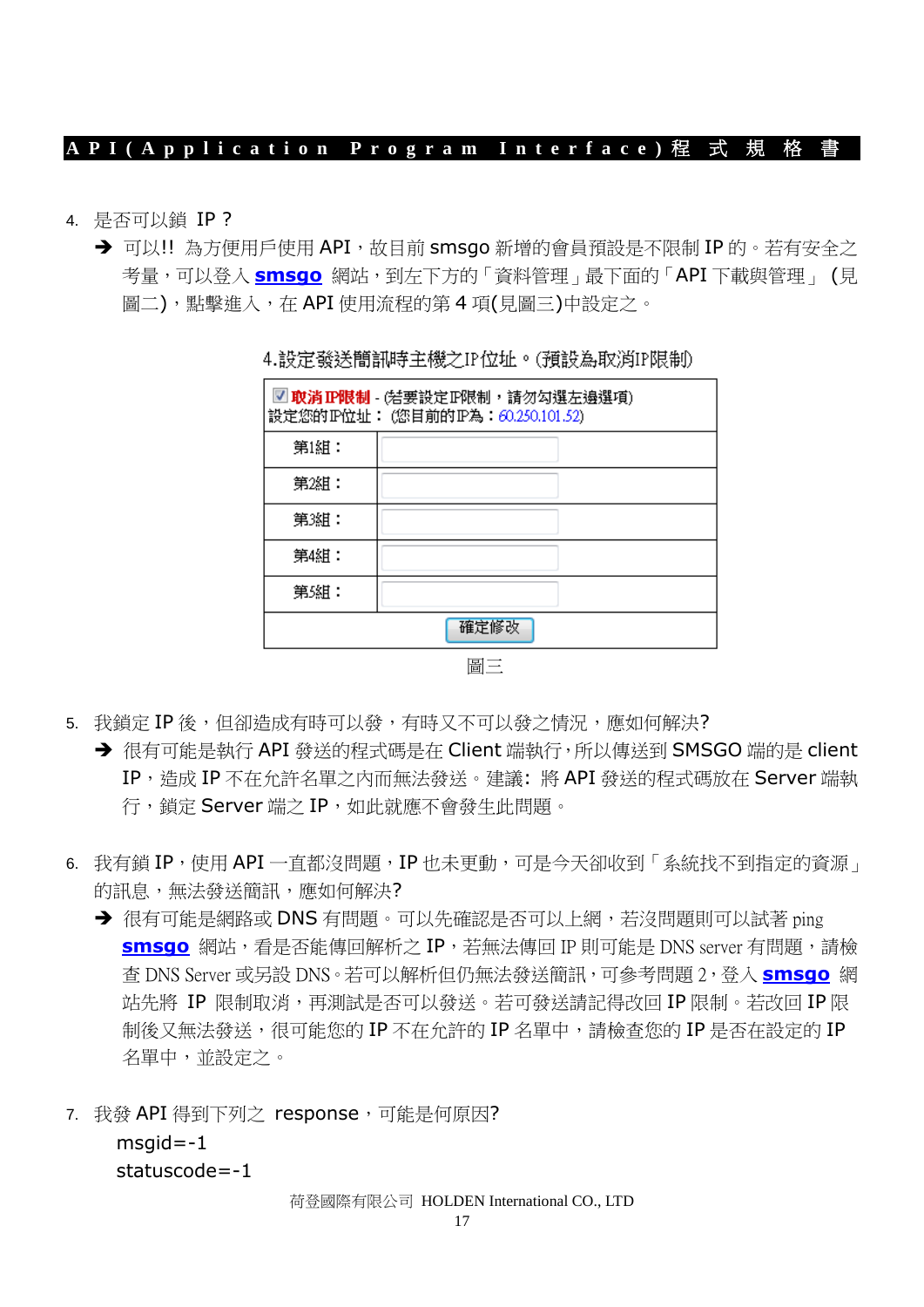4. 是否可以鎖 IP？

➔ 可以!! 為方便用戶使用 API，故目前 smsgo 新增的會員預設是不限制 IP 的。若有安全之考量，可以登入 **smsgo** 網站，到左下方的「資料管理」最下面的「API 下載與管理」 (見圖二)，點擊進入，在 API 使用流程的第 4 項(見圖三)中設定之。

4.設定發送簡訊時主機之IP位址。(預設為取消IP限制)

| ☑ **取消IP限制** - (若要設定IP限制，請勿勾選左邊選項)<br>設定您的IP位址： (您目前的IP為：60.250.101.52) | |
|---|---|
| 第1組： | |
| 第2組： | |
| 第3組： | |
| 第4組： | |
| 第5組： | |
| 確定修改 | |

圖三

5. 我鎖定 IP 後，但卻造成有時可以發，有時又不可以發之情況，應如何解決?

➔ 很有可能是執行 API 發送的程式碼是在 Client 端執行，所以傳送到 SMSGO 端的是 client IP，造成 IP 不在允許名單之內而無法發送。建議: 將 API 發送的程式碼放在 Server 端執行，鎖定 Server 端之 IP，如此就應不會發生此問題。

6. 我有鎖 IP，使用 API 一直都沒問題，IP 也未更動，可是今天卻收到「系統找不到指定的資源」的訊息，無法發送簡訊，應如何解決?

➔ 很有可能是網路或 DNS 有問題。可以先確認是否可以上網，若沒問題則可以試著 ping **smsgo** 網站，看是否能傳回解析之 IP，若無法傳回 IP 則可能是 DNS server 有問題，請檢查 DNS Server 或另設 DNS。若可以解析但仍無法發送簡訊，可參考問題 2，登入 **smsgo** 網站先將 IP 限制取消，再測試是否可以發送。若可發送請記得改回 IP 限制。若改回 IP 限制後又無法發送，很可能您的 IP 不在允許的 IP 名單中，請檢查您的 IP 是否在設定的 IP 名單中，並設定之。

7. 我發 API 得到下列之 response，可能是何原因?

msgid=-1
statuscode=-1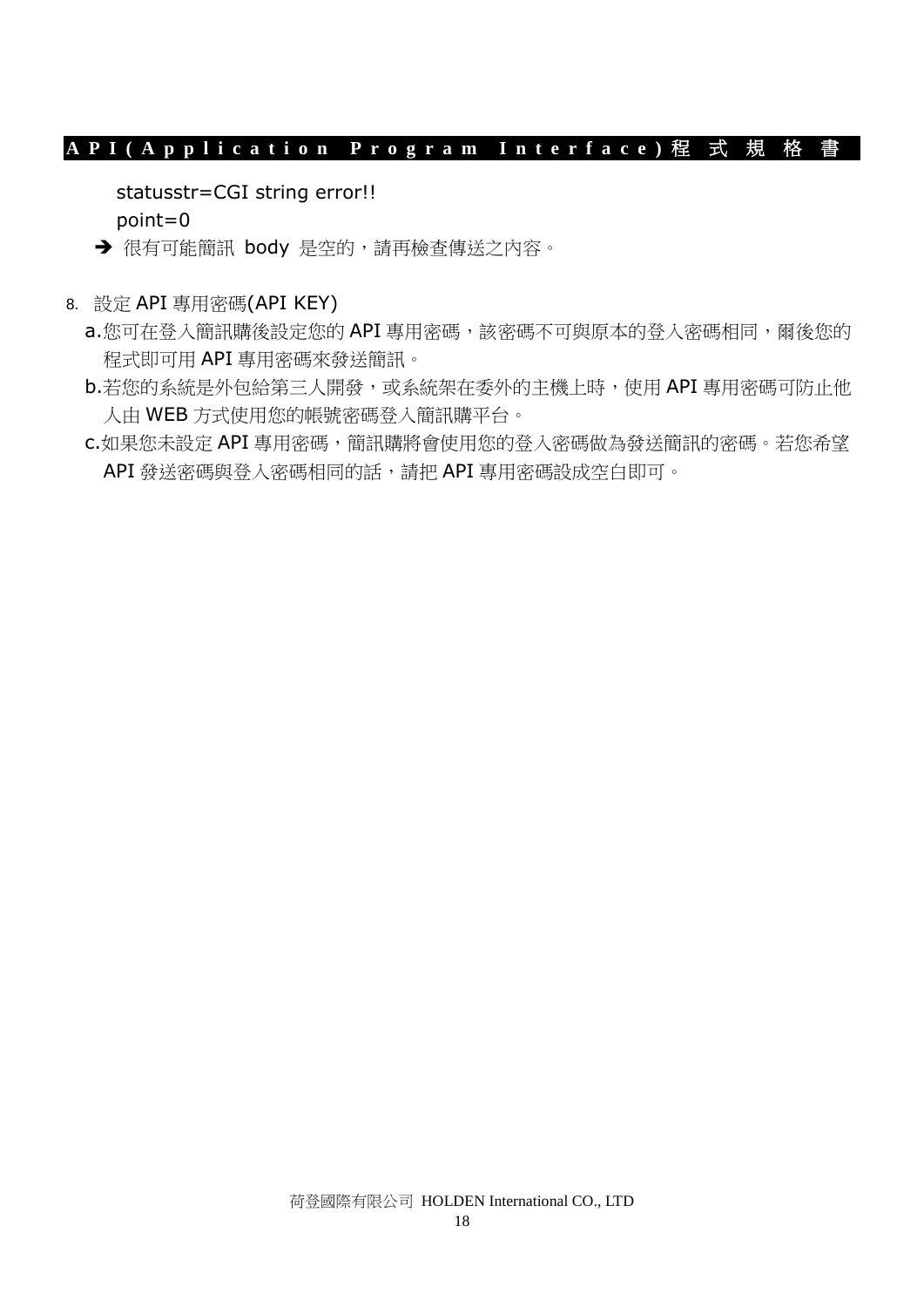statusstr=CGI string error!!
point=0

➔ 很有可能簡訊 body 是空的，請再檢查傳送之內容。

8. 設定 API 專用密碼(API KEY)

a.您可在登入簡訊購後設定您的 API 專用密碼，該密碼不可與原本的登入密碼相同，爾後您的程式即可用 API 專用密碼來發送簡訊。

b.若您的系統是外包給第三人開發，或系統架在委外的主機上時，使用 API 專用密碼可防止他人由 WEB 方式使用您的帳號密碼登入簡訊購平台。

c.如果您未設定 API 專用密碼，簡訊購將會使用您的登入密碼做為發送簡訊的密碼。若您希望 API 發送密碼與登入密碼相同的話，請把 API 專用密碼設成空白即可。